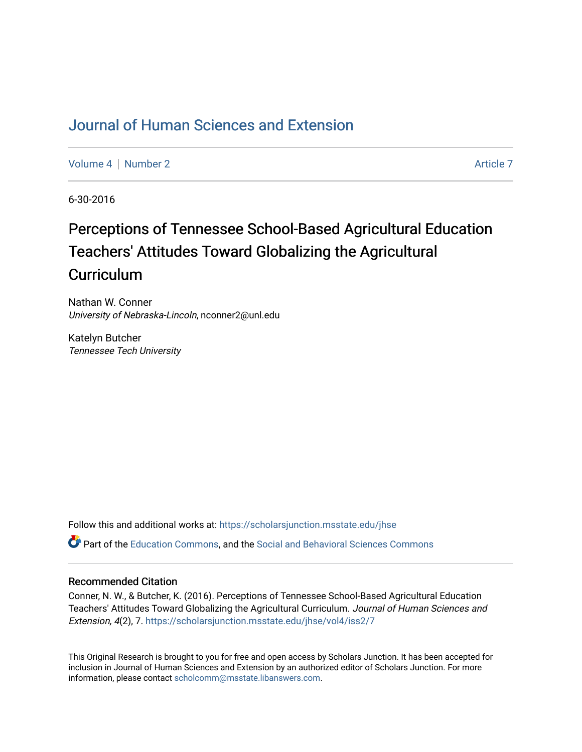# Journal of Human Sciences and Extension

Volume 4 | Number 2 Article 7

6-30-2016

## Perceptions of Tennessee School-Based Agricultural Education Teachers' Attitudes Toward Globalizing the Agricultural Curriculum

Nathan W. Conner
*University of Nebraska-Lincoln*, nconner2@unl.edu

Katelyn Butcher
*Tennessee Tech University*

Follow this and additional works at: https://scholarsjunction.msstate.edu/jhse

Part of the Education Commons, and the Social and Behavioral Sciences Commons

### Recommended Citation

Conner, N. W., & Butcher, K. (2016). Perceptions of Tennessee School-Based Agricultural Education Teachers' Attitudes Toward Globalizing the Agricultural Curriculum. *Journal of Human Sciences and Extension, 4*(2), 7. https://scholarsjunction.msstate.edu/jhse/vol4/iss2/7

This Original Research is brought to you for free and open access by Scholars Junction. It has been accepted for inclusion in Journal of Human Sciences and Extension by an authorized editor of Scholars Junction. For more information, please contact scholcomm@msstate.libanswers.com.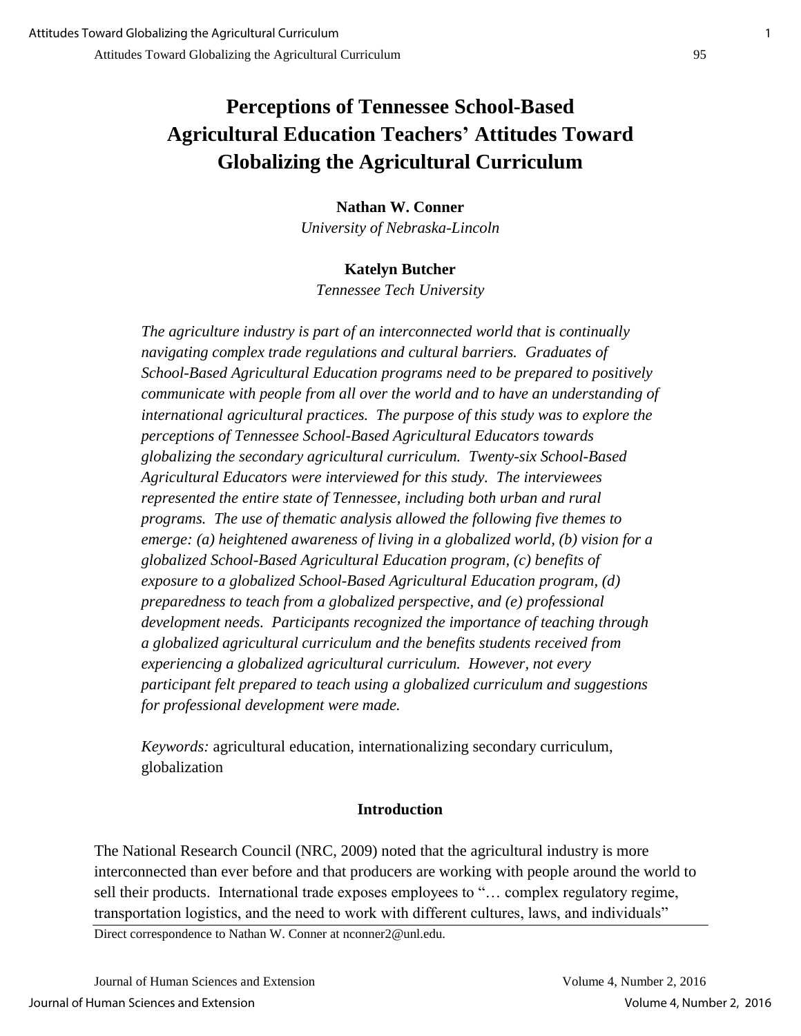# Perceptions of Tennessee School-Based Agricultural Education Teachers' Attitudes Toward Globalizing the Agricultural Curriculum

**Nathan W. Conner**
*University of Nebraska-Lincoln*

**Katelyn Butcher**
*Tennessee Tech University*

*The agriculture industry is part of an interconnected world that is continually navigating complex trade regulations and cultural barriers. Graduates of School-Based Agricultural Education programs need to be prepared to positively communicate with people from all over the world and to have an understanding of international agricultural practices. The purpose of this study was to explore the perceptions of Tennessee School-Based Agricultural Educators towards globalizing the secondary agricultural curriculum. Twenty-six School-Based Agricultural Educators were interviewed for this study. The interviewees represented the entire state of Tennessee, including both urban and rural programs. The use of thematic analysis allowed the following five themes to emerge: (a) heightened awareness of living in a globalized world, (b) vision for a globalized School-Based Agricultural Education program, (c) benefits of exposure to a globalized School-Based Agricultural Education program, (d) preparedness to teach from a globalized perspective, and (e) professional development needs. Participants recognized the importance of teaching through a globalized agricultural curriculum and the benefits students received from experiencing a globalized agricultural curriculum. However, not every participant felt prepared to teach using a globalized curriculum and suggestions for professional development were made.*

*Keywords:* agricultural education, internationalizing secondary curriculum, globalization

## Introduction

The National Research Council (NRC, 2009) noted that the agricultural industry is more interconnected than ever before and that producers are working with people around the world to sell their products. International trade exposes employees to "… complex regulatory regime, transportation logistics, and the need to work with different cultures, laws, and individuals"

Direct correspondence to Nathan W. Conner at nconner2@unl.edu.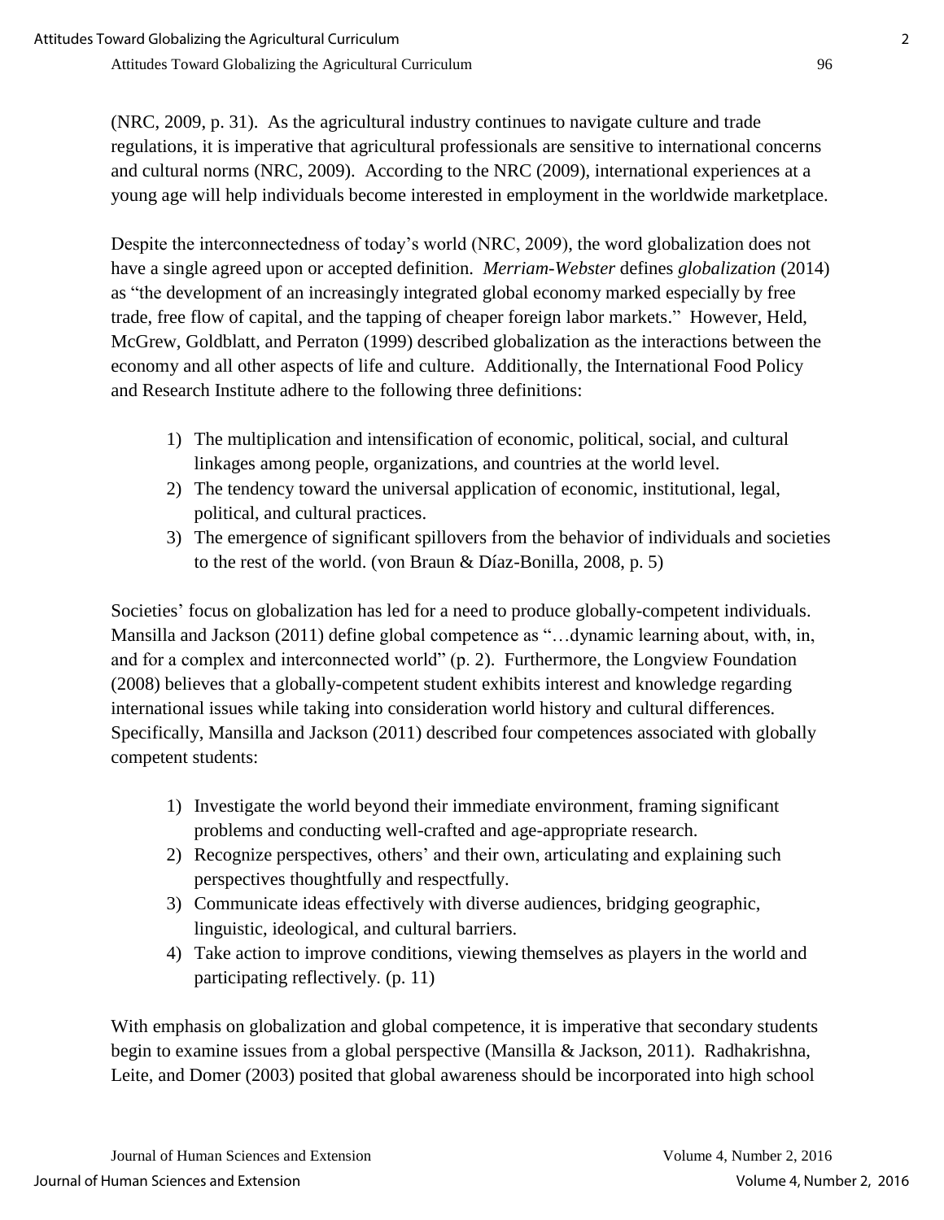(NRC, 2009, p. 31). As the agricultural industry continues to navigate culture and trade regulations, it is imperative that agricultural professionals are sensitive to international concerns and cultural norms (NRC, 2009). According to the NRC (2009), international experiences at a young age will help individuals become interested in employment in the worldwide marketplace.

Despite the interconnectedness of today's world (NRC, 2009), the word globalization does not have a single agreed upon or accepted definition. *Merriam-Webster* defines *globalization* (2014) as "the development of an increasingly integrated global economy marked especially by free trade, free flow of capital, and the tapping of cheaper foreign labor markets." However, Held, McGrew, Goldblatt, and Perraton (1999) described globalization as the interactions between the economy and all other aspects of life and culture. Additionally, the International Food Policy and Research Institute adhere to the following three definitions:

1) The multiplication and intensification of economic, political, social, and cultural linkages among people, organizations, and countries at the world level.
2) The tendency toward the universal application of economic, institutional, legal, political, and cultural practices.
3) The emergence of significant spillovers from the behavior of individuals and societies to the rest of the world. (von Braun & Díaz-Bonilla, 2008, p. 5)

Societies' focus on globalization has led for a need to produce globally-competent individuals. Mansilla and Jackson (2011) define global competence as "…dynamic learning about, with, in, and for a complex and interconnected world" (p. 2). Furthermore, the Longview Foundation (2008) believes that a globally-competent student exhibits interest and knowledge regarding international issues while taking into consideration world history and cultural differences. Specifically, Mansilla and Jackson (2011) described four competences associated with globally competent students:

1) Investigate the world beyond their immediate environment, framing significant problems and conducting well-crafted and age-appropriate research.
2) Recognize perspectives, others' and their own, articulating and explaining such perspectives thoughtfully and respectfully.
3) Communicate ideas effectively with diverse audiences, bridging geographic, linguistic, ideological, and cultural barriers.
4) Take action to improve conditions, viewing themselves as players in the world and participating reflectively. (p. 11)

With emphasis on globalization and global competence, it is imperative that secondary students begin to examine issues from a global perspective (Mansilla & Jackson, 2011). Radhakrishna, Leite, and Domer (2003) posited that global awareness should be incorporated into high school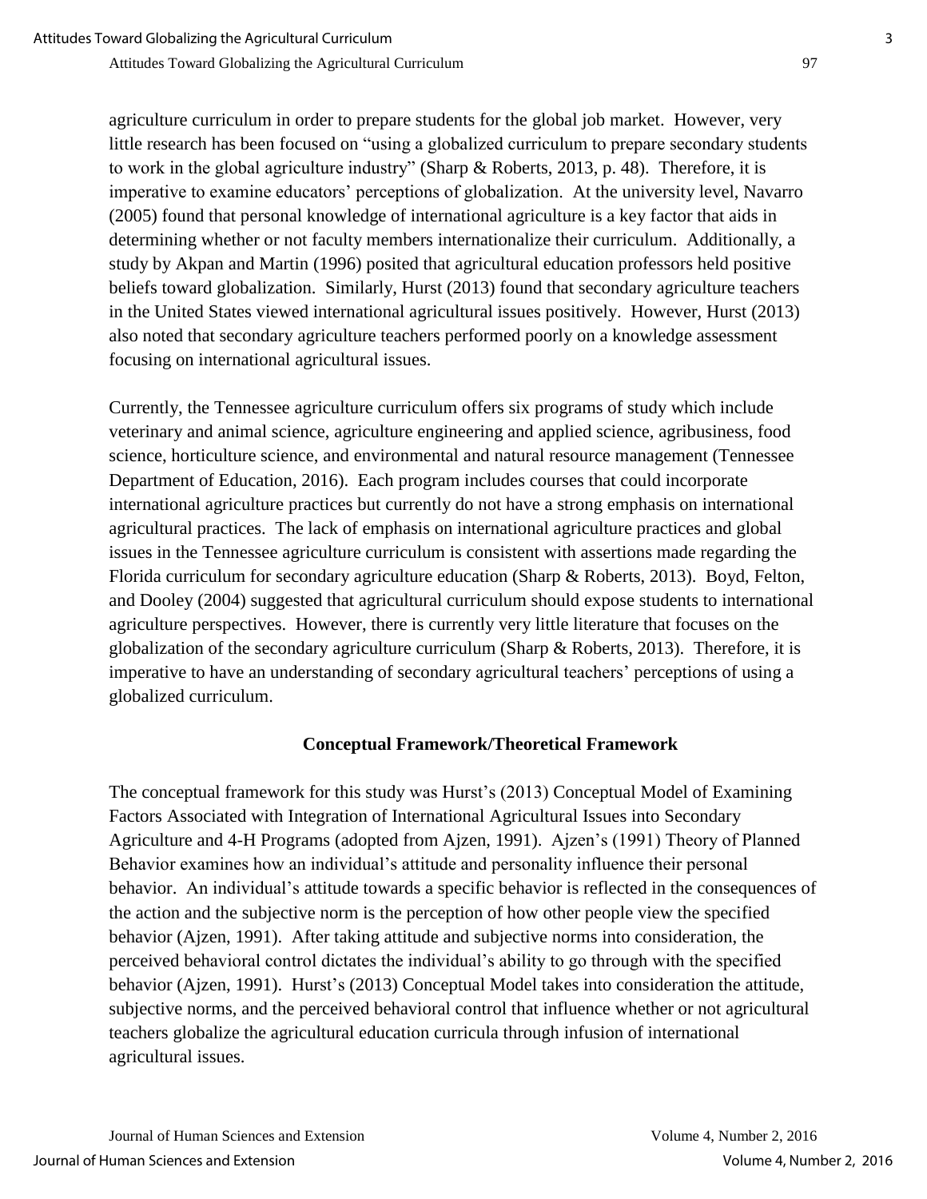agriculture curriculum in order to prepare students for the global job market. However, very little research has been focused on "using a globalized curriculum to prepare secondary students to work in the global agriculture industry" (Sharp & Roberts, 2013, p. 48). Therefore, it is imperative to examine educators' perceptions of globalization. At the university level, Navarro (2005) found that personal knowledge of international agriculture is a key factor that aids in determining whether or not faculty members internationalize their curriculum. Additionally, a study by Akpan and Martin (1996) posited that agricultural education professors held positive beliefs toward globalization. Similarly, Hurst (2013) found that secondary agriculture teachers in the United States viewed international agricultural issues positively. However, Hurst (2013) also noted that secondary agriculture teachers performed poorly on a knowledge assessment focusing on international agricultural issues.

Currently, the Tennessee agriculture curriculum offers six programs of study which include veterinary and animal science, agriculture engineering and applied science, agribusiness, food science, horticulture science, and environmental and natural resource management (Tennessee Department of Education, 2016). Each program includes courses that could incorporate international agriculture practices but currently do not have a strong emphasis on international agricultural practices. The lack of emphasis on international agriculture practices and global issues in the Tennessee agriculture curriculum is consistent with assertions made regarding the Florida curriculum for secondary agriculture education (Sharp & Roberts, 2013). Boyd, Felton, and Dooley (2004) suggested that agricultural curriculum should expose students to international agriculture perspectives. However, there is currently very little literature that focuses on the globalization of the secondary agriculture curriculum (Sharp & Roberts, 2013). Therefore, it is imperative to have an understanding of secondary agricultural teachers' perceptions of using a globalized curriculum.

## Conceptual Framework/Theoretical Framework

The conceptual framework for this study was Hurst's (2013) Conceptual Model of Examining Factors Associated with Integration of International Agricultural Issues into Secondary Agriculture and 4-H Programs (adopted from Ajzen, 1991). Ajzen's (1991) Theory of Planned Behavior examines how an individual's attitude and personality influence their personal behavior. An individual's attitude towards a specific behavior is reflected in the consequences of the action and the subjective norm is the perception of how other people view the specified behavior (Ajzen, 1991). After taking attitude and subjective norms into consideration, the perceived behavioral control dictates the individual's ability to go through with the specified behavior (Ajzen, 1991). Hurst's (2013) Conceptual Model takes into consideration the attitude, subjective norms, and the perceived behavioral control that influence whether or not agricultural teachers globalize the agricultural education curricula through infusion of international agricultural issues.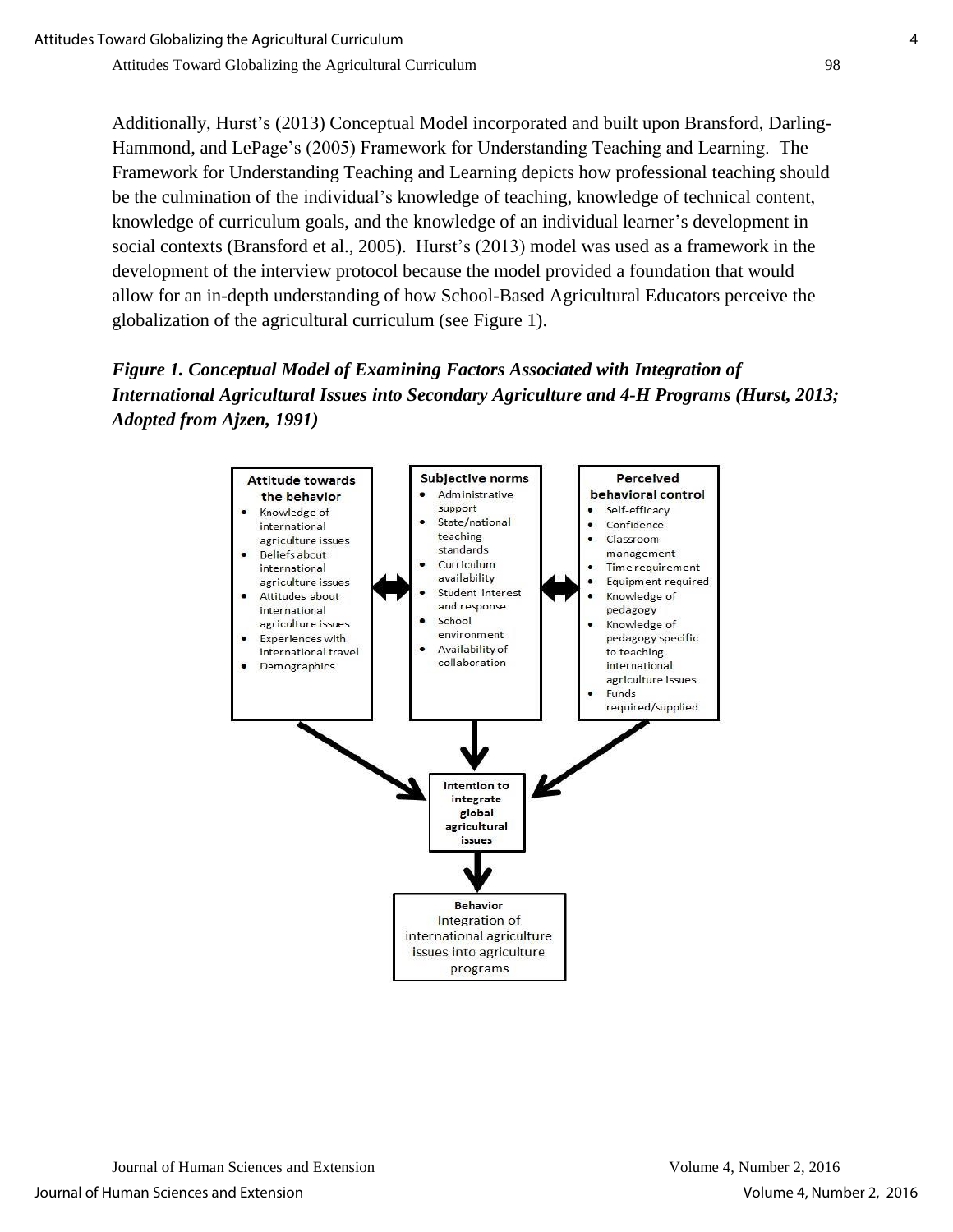Additionally, Hurst's (2013) Conceptual Model incorporated and built upon Bransford, Darling-Hammond, and LePage's (2005) Framework for Understanding Teaching and Learning. The Framework for Understanding Teaching and Learning depicts how professional teaching should be the culmination of the individual's knowledge of teaching, knowledge of technical content, knowledge of curriculum goals, and the knowledge of an individual learner's development in social contexts (Bransford et al., 2005). Hurst's (2013) model was used as a framework in the development of the interview protocol because the model provided a foundation that would allow for an in-depth understanding of how School-Based Agricultural Educators perceive the globalization of the agricultural curriculum (see Figure 1).

***Figure 1. Conceptual Model of Examining Factors Associated with Integration of International Agricultural Issues into Secondary Agriculture and 4-H Programs (Hurst, 2013; Adopted from Ajzen, 1991)***

**Attitude towards the behavior**
- Knowledge of international agriculture issues
- Beliefs about international agriculture issues
- Attitudes about international agriculture issues
- Experiences with international travel
- Demographics

**Subjective norms**
- Administrative support
- State/national teaching standards
- Curriculum availability
- Student interest and response
- School environment
- Availability of collaboration

**Perceived behavioral control**
- Self-efficacy
- Confidence
- Classroom management
- Time requirement
- Equipment required
- Knowledge of pedagogy
- Knowledge of pedagogy specific to teaching international agriculture issues
- Funds required/supplied

**Intention to integrate global agricultural issues**

**Behavior**
Integration of international agriculture issues into agriculture programs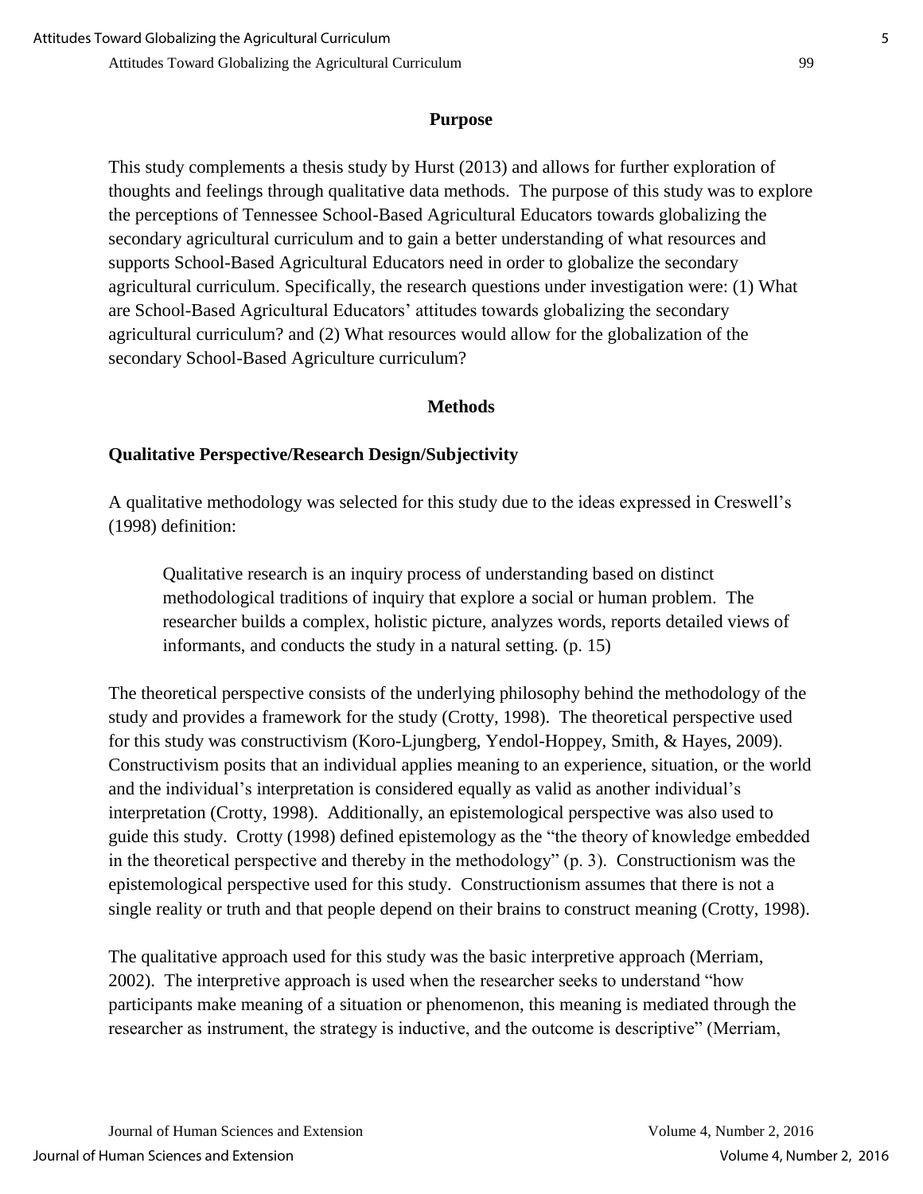## Purpose

This study complements a thesis study by Hurst (2013) and allows for further exploration of thoughts and feelings through qualitative data methods. The purpose of this study was to explore the perceptions of Tennessee School-Based Agricultural Educators towards globalizing the secondary agricultural curriculum and to gain a better understanding of what resources and supports School-Based Agricultural Educators need in order to globalize the secondary agricultural curriculum. Specifically, the research questions under investigation were: (1) What are School-Based Agricultural Educators' attitudes towards globalizing the secondary agricultural curriculum? and (2) What resources would allow for the globalization of the secondary School-Based Agriculture curriculum?

## Methods

### Qualitative Perspective/Research Design/Subjectivity

A qualitative methodology was selected for this study due to the ideas expressed in Creswell's (1998) definition:

> Qualitative research is an inquiry process of understanding based on distinct methodological traditions of inquiry that explore a social or human problem. The researcher builds a complex, holistic picture, analyzes words, reports detailed views of informants, and conducts the study in a natural setting. (p. 15)

The theoretical perspective consists of the underlying philosophy behind the methodology of the study and provides a framework for the study (Crotty, 1998). The theoretical perspective used for this study was constructivism (Koro-Ljungberg, Yendol-Hoppey, Smith, & Hayes, 2009). Constructivism posits that an individual applies meaning to an experience, situation, or the world and the individual's interpretation is considered equally as valid as another individual's interpretation (Crotty, 1998). Additionally, an epistemological perspective was also used to guide this study. Crotty (1998) defined epistemology as the "the theory of knowledge embedded in the theoretical perspective and thereby in the methodology" (p. 3). Constructionism was the epistemological perspective used for this study. Constructionism assumes that there is not a single reality or truth and that people depend on their brains to construct meaning (Crotty, 1998).

The qualitative approach used for this study was the basic interpretive approach (Merriam, 2002). The interpretive approach is used when the researcher seeks to understand "how participants make meaning of a situation or phenomenon, this meaning is mediated through the researcher as instrument, the strategy is inductive, and the outcome is descriptive" (Merriam,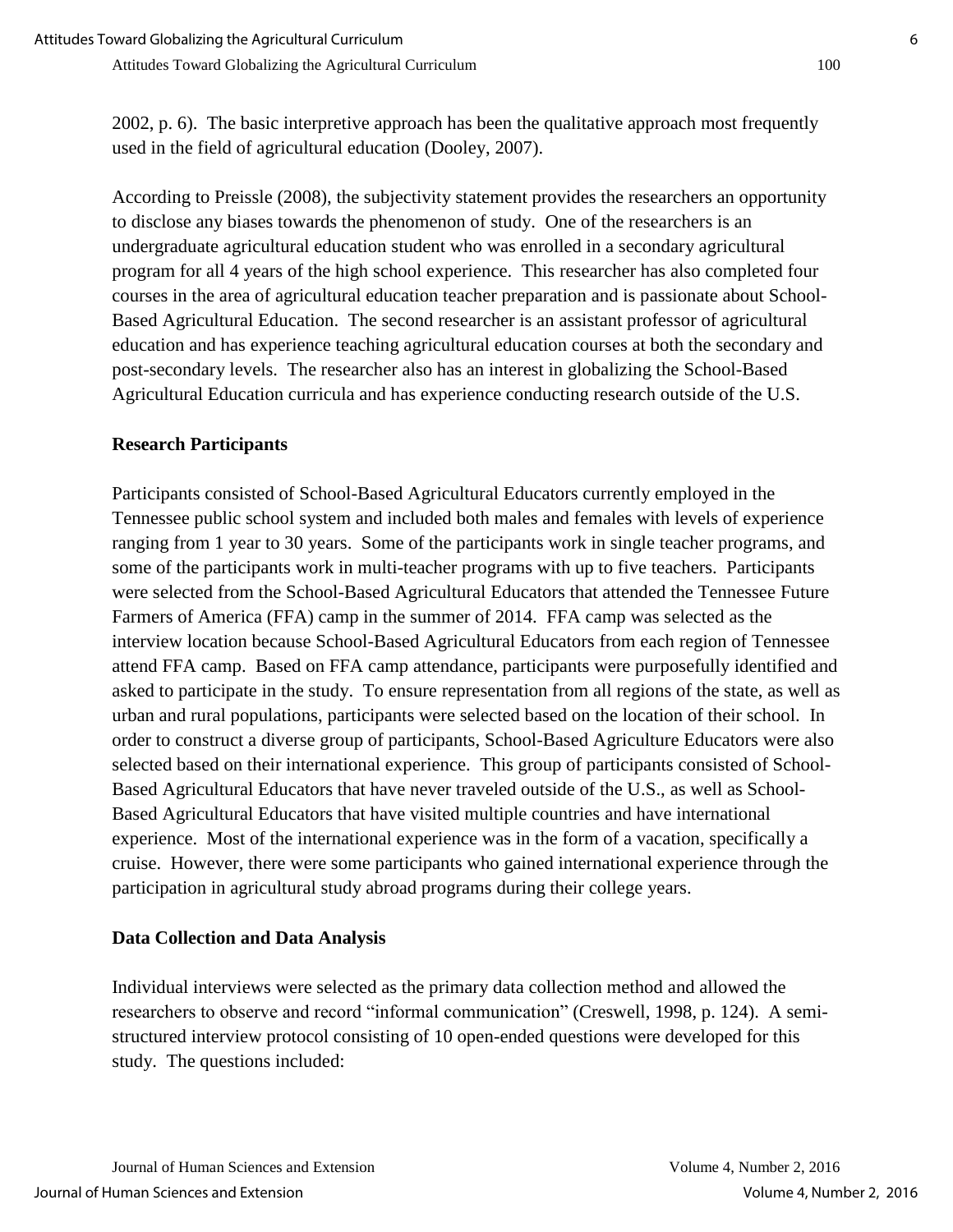2002, p. 6). The basic interpretive approach has been the qualitative approach most frequently used in the field of agricultural education (Dooley, 2007).

According to Preissle (2008), the subjectivity statement provides the researchers an opportunity to disclose any biases towards the phenomenon of study. One of the researchers is an undergraduate agricultural education student who was enrolled in a secondary agricultural program for all 4 years of the high school experience. This researcher has also completed four courses in the area of agricultural education teacher preparation and is passionate about School-Based Agricultural Education. The second researcher is an assistant professor of agricultural education and has experience teaching agricultural education courses at both the secondary and post-secondary levels. The researcher also has an interest in globalizing the School-Based Agricultural Education curricula and has experience conducting research outside of the U.S.

### Research Participants

Participants consisted of School-Based Agricultural Educators currently employed in the Tennessee public school system and included both males and females with levels of experience ranging from 1 year to 30 years. Some of the participants work in single teacher programs, and some of the participants work in multi-teacher programs with up to five teachers. Participants were selected from the School-Based Agricultural Educators that attended the Tennessee Future Farmers of America (FFA) camp in the summer of 2014. FFA camp was selected as the interview location because School-Based Agricultural Educators from each region of Tennessee attend FFA camp. Based on FFA camp attendance, participants were purposefully identified and asked to participate in the study. To ensure representation from all regions of the state, as well as urban and rural populations, participants were selected based on the location of their school. In order to construct a diverse group of participants, School-Based Agriculture Educators were also selected based on their international experience. This group of participants consisted of School-Based Agricultural Educators that have never traveled outside of the U.S., as well as School-Based Agricultural Educators that have visited multiple countries and have international experience. Most of the international experience was in the form of a vacation, specifically a cruise. However, there were some participants who gained international experience through the participation in agricultural study abroad programs during their college years.

### Data Collection and Data Analysis

Individual interviews were selected as the primary data collection method and allowed the researchers to observe and record "informal communication" (Creswell, 1998, p. 124). A semi-structured interview protocol consisting of 10 open-ended questions were developed for this study. The questions included: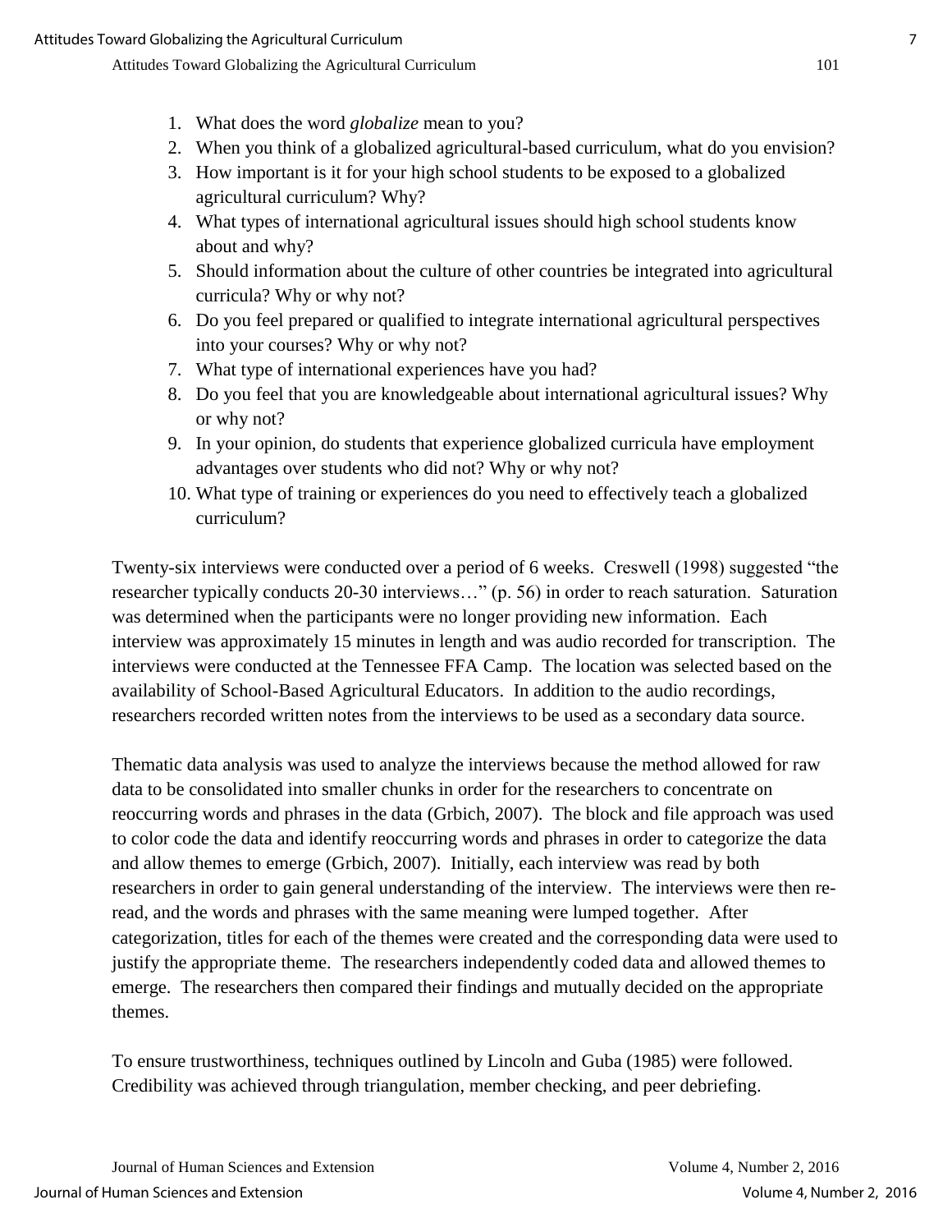1. What does the word *globalize* mean to you?
2. When you think of a globalized agricultural-based curriculum, what do you envision?
3. How important is it for your high school students to be exposed to a globalized agricultural curriculum? Why?
4. What types of international agricultural issues should high school students know about and why?
5. Should information about the culture of other countries be integrated into agricultural curricula? Why or why not?
6. Do you feel prepared or qualified to integrate international agricultural perspectives into your courses? Why or why not?
7. What type of international experiences have you had?
8. Do you feel that you are knowledgeable about international agricultural issues? Why or why not?
9. In your opinion, do students that experience globalized curricula have employment advantages over students who did not? Why or why not?
10. What type of training or experiences do you need to effectively teach a globalized curriculum?

Twenty-six interviews were conducted over a period of 6 weeks. Creswell (1998) suggested "the researcher typically conducts 20-30 interviews…" (p. 56) in order to reach saturation. Saturation was determined when the participants were no longer providing new information. Each interview was approximately 15 minutes in length and was audio recorded for transcription. The interviews were conducted at the Tennessee FFA Camp. The location was selected based on the availability of School-Based Agricultural Educators. In addition to the audio recordings, researchers recorded written notes from the interviews to be used as a secondary data source.

Thematic data analysis was used to analyze the interviews because the method allowed for raw data to be consolidated into smaller chunks in order for the researchers to concentrate on reoccurring words and phrases in the data (Grbich, 2007). The block and file approach was used to color code the data and identify reoccurring words and phrases in order to categorize the data and allow themes to emerge (Grbich, 2007). Initially, each interview was read by both researchers in order to gain general understanding of the interview. The interviews were then re-read, and the words and phrases with the same meaning were lumped together. After categorization, titles for each of the themes were created and the corresponding data were used to justify the appropriate theme. The researchers independently coded data and allowed themes to emerge. The researchers then compared their findings and mutually decided on the appropriate themes.

To ensure trustworthiness, techniques outlined by Lincoln and Guba (1985) were followed. Credibility was achieved through triangulation, member checking, and peer debriefing.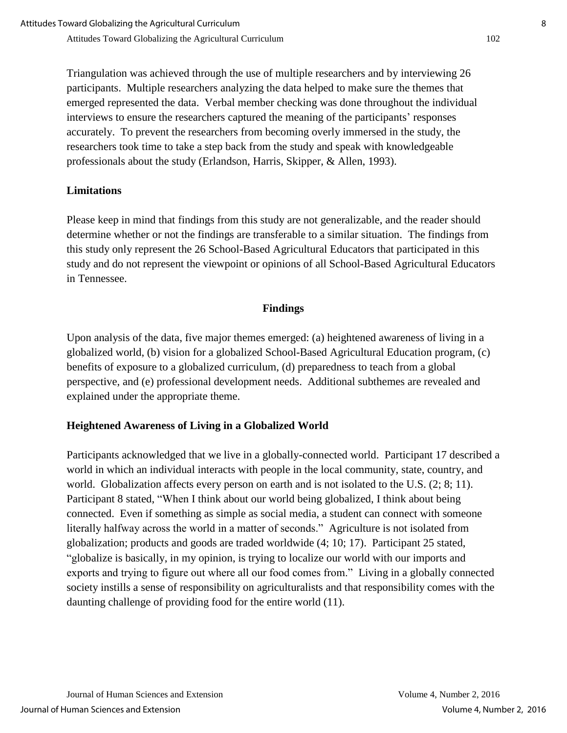Triangulation was achieved through the use of multiple researchers and by interviewing 26 participants. Multiple researchers analyzing the data helped to make sure the themes that emerged represented the data. Verbal member checking was done throughout the individual interviews to ensure the researchers captured the meaning of the participants' responses accurately. To prevent the researchers from becoming overly immersed in the study, the researchers took time to take a step back from the study and speak with knowledgeable professionals about the study (Erlandson, Harris, Skipper, & Allen, 1993).

### Limitations

Please keep in mind that findings from this study are not generalizable, and the reader should determine whether or not the findings are transferable to a similar situation. The findings from this study only represent the 26 School-Based Agricultural Educators that participated in this study and do not represent the viewpoint or opinions of all School-Based Agricultural Educators in Tennessee.

## Findings

Upon analysis of the data, five major themes emerged: (a) heightened awareness of living in a globalized world, (b) vision for a globalized School-Based Agricultural Education program, (c) benefits of exposure to a globalized curriculum, (d) preparedness to teach from a global perspective, and (e) professional development needs. Additional subthemes are revealed and explained under the appropriate theme.

### Heightened Awareness of Living in a Globalized World

Participants acknowledged that we live in a globally-connected world. Participant 17 described a world in which an individual interacts with people in the local community, state, country, and world. Globalization affects every person on earth and is not isolated to the U.S. (2; 8; 11). Participant 8 stated, "When I think about our world being globalized, I think about being connected. Even if something as simple as social media, a student can connect with someone literally halfway across the world in a matter of seconds." Agriculture is not isolated from globalization; products and goods are traded worldwide (4; 10; 17). Participant 25 stated, "globalize is basically, in my opinion, is trying to localize our world with our imports and exports and trying to figure out where all our food comes from." Living in a globally connected society instills a sense of responsibility on agriculturalists and that responsibility comes with the daunting challenge of providing food for the entire world (11).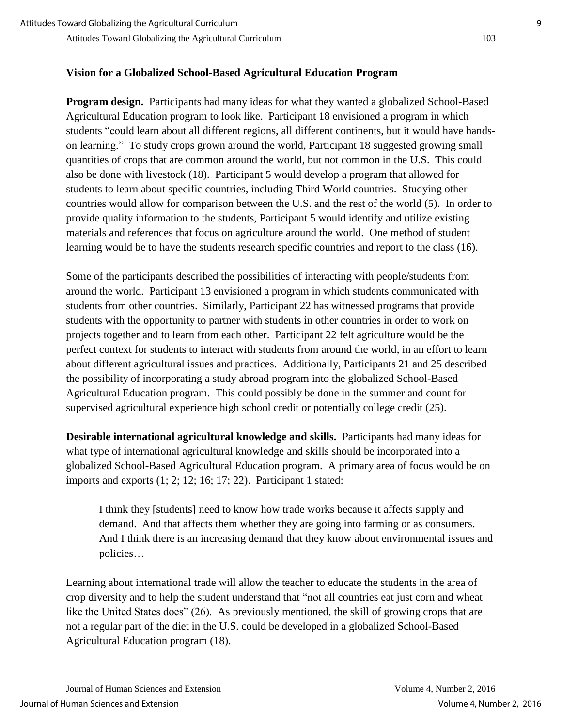## Vision for a Globalized School-Based Agricultural Education Program

**Program design.** Participants had many ideas for what they wanted a globalized School-Based Agricultural Education program to look like. Participant 18 envisioned a program in which students "could learn about all different regions, all different continents, but it would have hands-on learning." To study crops grown around the world, Participant 18 suggested growing small quantities of crops that are common around the world, but not common in the U.S. This could also be done with livestock (18). Participant 5 would develop a program that allowed for students to learn about specific countries, including Third World countries. Studying other countries would allow for comparison between the U.S. and the rest of the world (5). In order to provide quality information to the students, Participant 5 would identify and utilize existing materials and references that focus on agriculture around the world. One method of student learning would be to have the students research specific countries and report to the class (16).

Some of the participants described the possibilities of interacting with people/students from around the world. Participant 13 envisioned a program in which students communicated with students from other countries. Similarly, Participant 22 has witnessed programs that provide students with the opportunity to partner with students in other countries in order to work on projects together and to learn from each other. Participant 22 felt agriculture would be the perfect context for students to interact with students from around the world, in an effort to learn about different agricultural issues and practices. Additionally, Participants 21 and 25 described the possibility of incorporating a study abroad program into the globalized School-Based Agricultural Education program. This could possibly be done in the summer and count for supervised agricultural experience high school credit or potentially college credit (25).

**Desirable international agricultural knowledge and skills.** Participants had many ideas for what type of international agricultural knowledge and skills should be incorporated into a globalized School-Based Agricultural Education program. A primary area of focus would be on imports and exports (1; 2; 12; 16; 17; 22). Participant 1 stated:

> I think they [students] need to know how trade works because it affects supply and demand. And that affects them whether they are going into farming or as consumers. And I think there is an increasing demand that they know about environmental issues and policies…

Learning about international trade will allow the teacher to educate the students in the area of crop diversity and to help the student understand that "not all countries eat just corn and wheat like the United States does" (26). As previously mentioned, the skill of growing crops that are not a regular part of the diet in the U.S. could be developed in a globalized School-Based Agricultural Education program (18).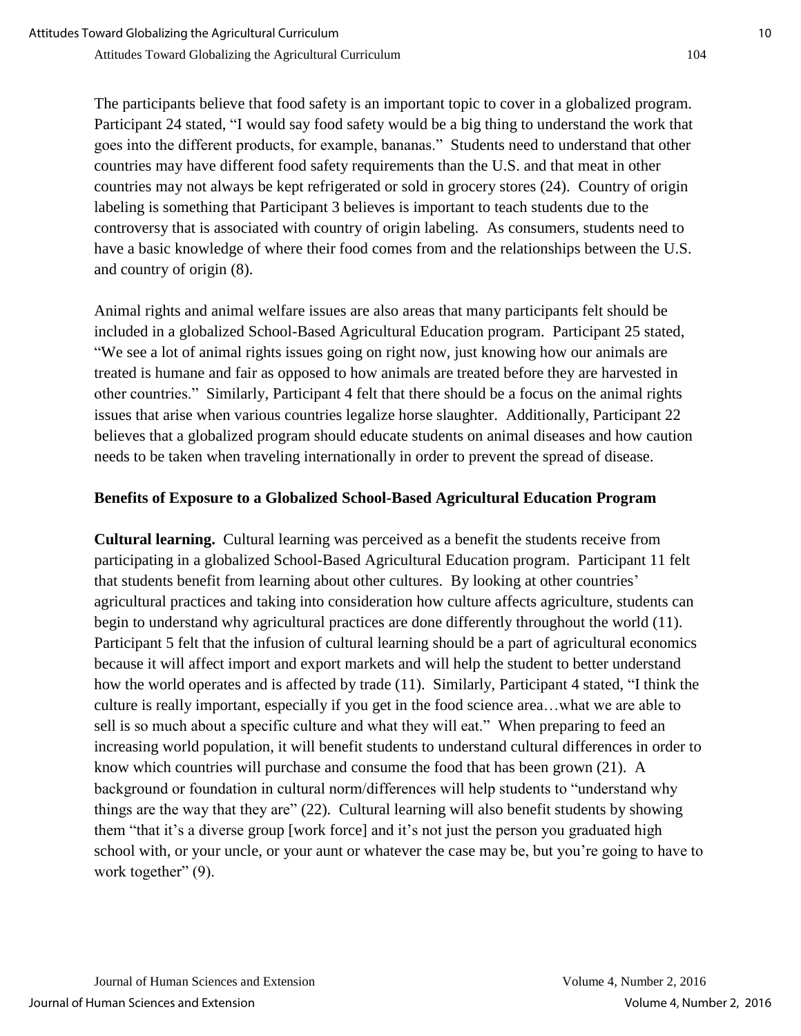The participants believe that food safety is an important topic to cover in a globalized program. Participant 24 stated, "I would say food safety would be a big thing to understand the work that goes into the different products, for example, bananas." Students need to understand that other countries may have different food safety requirements than the U.S. and that meat in other countries may not always be kept refrigerated or sold in grocery stores (24). Country of origin labeling is something that Participant 3 believes is important to teach students due to the controversy that is associated with country of origin labeling. As consumers, students need to have a basic knowledge of where their food comes from and the relationships between the U.S. and country of origin (8).

Animal rights and animal welfare issues are also areas that many participants felt should be included in a globalized School-Based Agricultural Education program. Participant 25 stated, "We see a lot of animal rights issues going on right now, just knowing how our animals are treated is humane and fair as opposed to how animals are treated before they are harvested in other countries." Similarly, Participant 4 felt that there should be a focus on the animal rights issues that arise when various countries legalize horse slaughter. Additionally, Participant 22 believes that a globalized program should educate students on animal diseases and how caution needs to be taken when traveling internationally in order to prevent the spread of disease.

### Benefits of Exposure to a Globalized School-Based Agricultural Education Program

**Cultural learning.** Cultural learning was perceived as a benefit the students receive from participating in a globalized School-Based Agricultural Education program. Participant 11 felt that students benefit from learning about other cultures. By looking at other countries' agricultural practices and taking into consideration how culture affects agriculture, students can begin to understand why agricultural practices are done differently throughout the world (11). Participant 5 felt that the infusion of cultural learning should be a part of agricultural economics because it will affect import and export markets and will help the student to better understand how the world operates and is affected by trade (11). Similarly, Participant 4 stated, "I think the culture is really important, especially if you get in the food science area…what we are able to sell is so much about a specific culture and what they will eat." When preparing to feed an increasing world population, it will benefit students to understand cultural differences in order to know which countries will purchase and consume the food that has been grown (21). A background or foundation in cultural norm/differences will help students to "understand why things are the way that they are" (22). Cultural learning will also benefit students by showing them "that it's a diverse group [work force] and it's not just the person you graduated high school with, or your uncle, or your aunt or whatever the case may be, but you're going to have to work together" (9).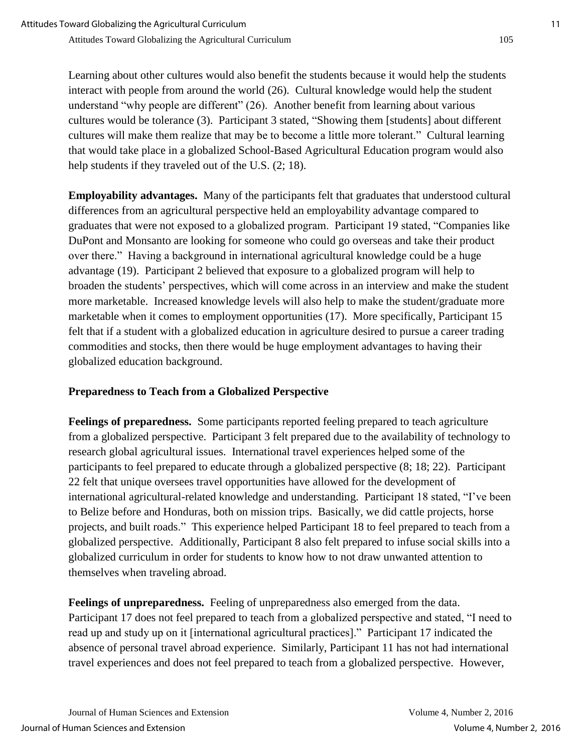Learning about other cultures would also benefit the students because it would help the students interact with people from around the world (26). Cultural knowledge would help the student understand "why people are different" (26). Another benefit from learning about various cultures would be tolerance (3). Participant 3 stated, "Showing them [students] about different cultures will make them realize that may be to become a little more tolerant." Cultural learning that would take place in a globalized School-Based Agricultural Education program would also help students if they traveled out of the U.S. (2; 18).

**Employability advantages.** Many of the participants felt that graduates that understood cultural differences from an agricultural perspective held an employability advantage compared to graduates that were not exposed to a globalized program. Participant 19 stated, "Companies like DuPont and Monsanto are looking for someone who could go overseas and take their product over there." Having a background in international agricultural knowledge could be a huge advantage (19). Participant 2 believed that exposure to a globalized program will help to broaden the students' perspectives, which will come across in an interview and make the student more marketable. Increased knowledge levels will also help to make the student/graduate more marketable when it comes to employment opportunities (17). More specifically, Participant 15 felt that if a student with a globalized education in agriculture desired to pursue a career trading commodities and stocks, then there would be huge employment advantages to having their globalized education background.

### Preparedness to Teach from a Globalized Perspective

**Feelings of preparedness.** Some participants reported feeling prepared to teach agriculture from a globalized perspective. Participant 3 felt prepared due to the availability of technology to research global agricultural issues. International travel experiences helped some of the participants to feel prepared to educate through a globalized perspective (8; 18; 22). Participant 22 felt that unique oversees travel opportunities have allowed for the development of international agricultural-related knowledge and understanding. Participant 18 stated, "I've been to Belize before and Honduras, both on mission trips. Basically, we did cattle projects, horse projects, and built roads." This experience helped Participant 18 to feel prepared to teach from a globalized perspective. Additionally, Participant 8 also felt prepared to infuse social skills into a globalized curriculum in order for students to know how to not draw unwanted attention to themselves when traveling abroad.

**Feelings of unpreparedness.** Feeling of unpreparedness also emerged from the data. Participant 17 does not feel prepared to teach from a globalized perspective and stated, "I need to read up and study up on it [international agricultural practices]." Participant 17 indicated the absence of personal travel abroad experience. Similarly, Participant 11 has not had international travel experiences and does not feel prepared to teach from a globalized perspective. However,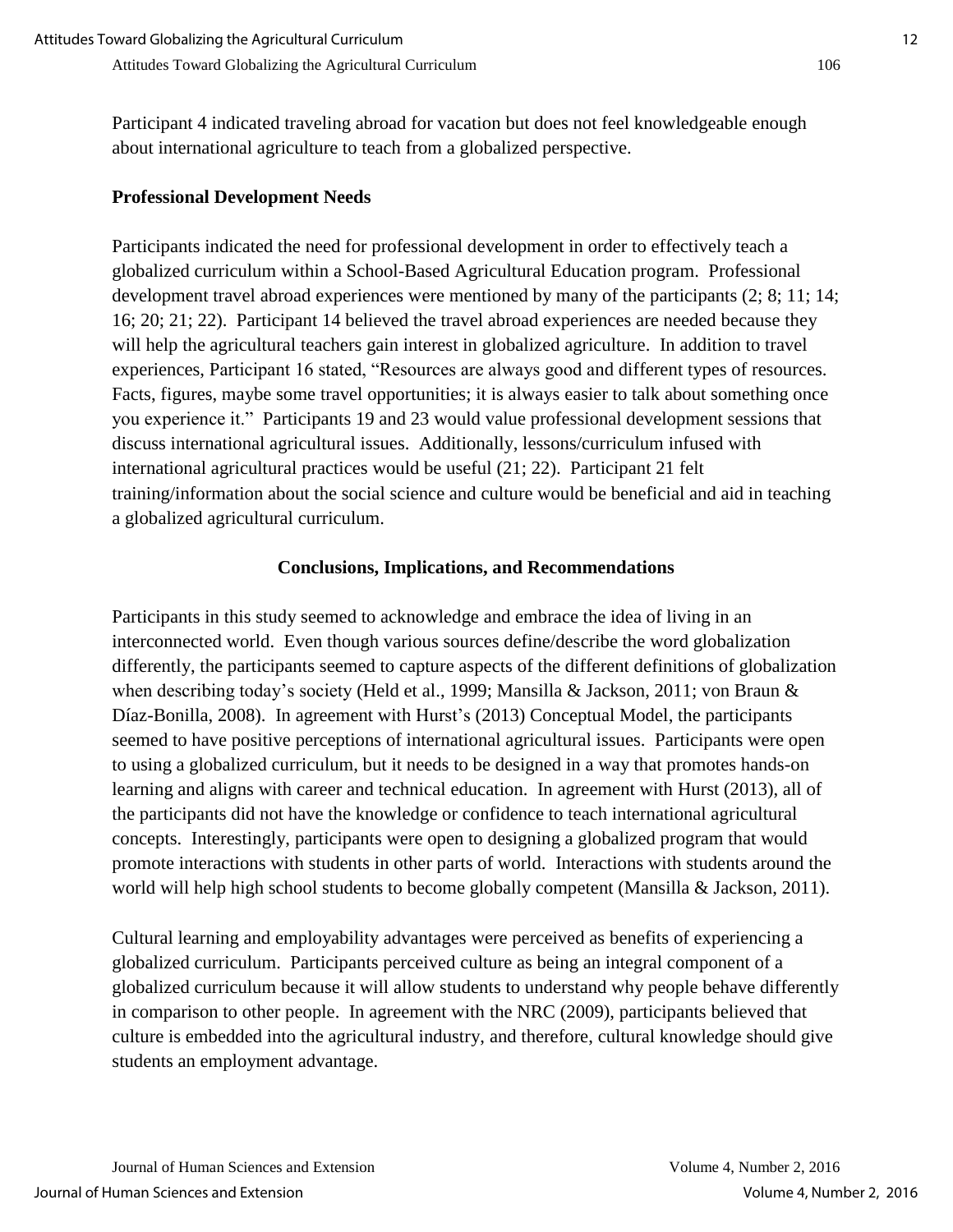Participant 4 indicated traveling abroad for vacation but does not feel knowledgeable enough about international agriculture to teach from a globalized perspective.

**Professional Development Needs**

Participants indicated the need for professional development in order to effectively teach a globalized curriculum within a School-Based Agricultural Education program. Professional development travel abroad experiences were mentioned by many of the participants (2; 8; 11; 14; 16; 20; 21; 22). Participant 14 believed the travel abroad experiences are needed because they will help the agricultural teachers gain interest in globalized agriculture. In addition to travel experiences, Participant 16 stated, "Resources are always good and different types of resources. Facts, figures, maybe some travel opportunities; it is always easier to talk about something once you experience it." Participants 19 and 23 would value professional development sessions that discuss international agricultural issues. Additionally, lessons/curriculum infused with international agricultural practices would be useful (21; 22). Participant 21 felt training/information about the social science and culture would be beneficial and aid in teaching a globalized agricultural curriculum.

## Conclusions, Implications, and Recommendations

Participants in this study seemed to acknowledge and embrace the idea of living in an interconnected world. Even though various sources define/describe the word globalization differently, the participants seemed to capture aspects of the different definitions of globalization when describing today's society (Held et al., 1999; Mansilla & Jackson, 2011; von Braun & Díaz-Bonilla, 2008). In agreement with Hurst's (2013) Conceptual Model, the participants seemed to have positive perceptions of international agricultural issues. Participants were open to using a globalized curriculum, but it needs to be designed in a way that promotes hands-on learning and aligns with career and technical education. In agreement with Hurst (2013), all of the participants did not have the knowledge or confidence to teach international agricultural concepts. Interestingly, participants were open to designing a globalized program that would promote interactions with students in other parts of world. Interactions with students around the world will help high school students to become globally competent (Mansilla & Jackson, 2011).

Cultural learning and employability advantages were perceived as benefits of experiencing a globalized curriculum. Participants perceived culture as being an integral component of a globalized curriculum because it will allow students to understand why people behave differently in comparison to other people. In agreement with the NRC (2009), participants believed that culture is embedded into the agricultural industry, and therefore, cultural knowledge should give students an employment advantage.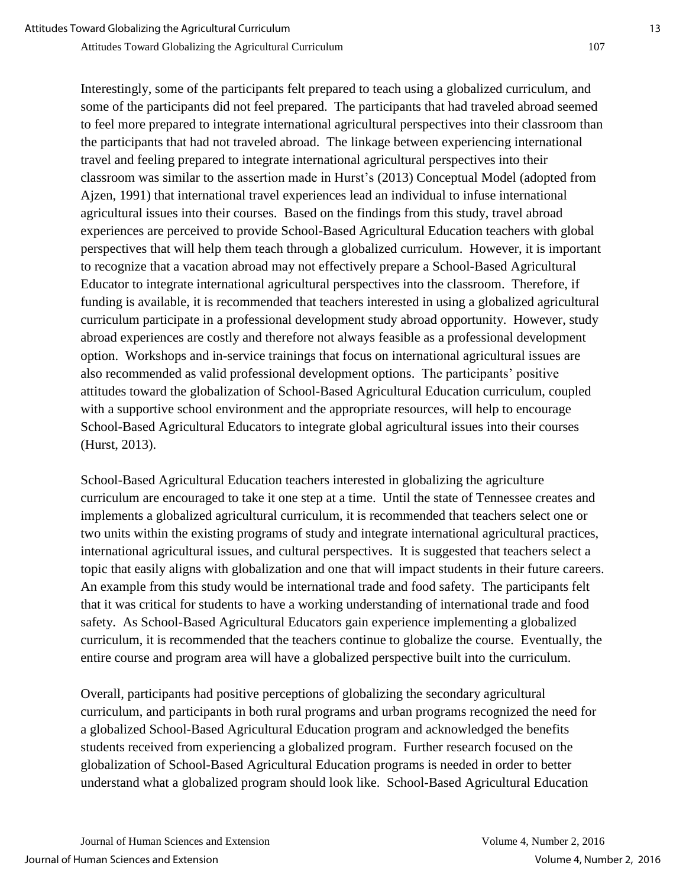Interestingly, some of the participants felt prepared to teach using a globalized curriculum, and some of the participants did not feel prepared. The participants that had traveled abroad seemed to feel more prepared to integrate international agricultural perspectives into their classroom than the participants that had not traveled abroad. The linkage between experiencing international travel and feeling prepared to integrate international agricultural perspectives into their classroom was similar to the assertion made in Hurst's (2013) Conceptual Model (adopted from Ajzen, 1991) that international travel experiences lead an individual to infuse international agricultural issues into their courses. Based on the findings from this study, travel abroad experiences are perceived to provide School-Based Agricultural Education teachers with global perspectives that will help them teach through a globalized curriculum. However, it is important to recognize that a vacation abroad may not effectively prepare a School-Based Agricultural Educator to integrate international agricultural perspectives into the classroom. Therefore, if funding is available, it is recommended that teachers interested in using a globalized agricultural curriculum participate in a professional development study abroad opportunity. However, study abroad experiences are costly and therefore not always feasible as a professional development option. Workshops and in-service trainings that focus on international agricultural issues are also recommended as valid professional development options. The participants' positive attitudes toward the globalization of School-Based Agricultural Education curriculum, coupled with a supportive school environment and the appropriate resources, will help to encourage School-Based Agricultural Educators to integrate global agricultural issues into their courses (Hurst, 2013).

School-Based Agricultural Education teachers interested in globalizing the agriculture curriculum are encouraged to take it one step at a time. Until the state of Tennessee creates and implements a globalized agricultural curriculum, it is recommended that teachers select one or two units within the existing programs of study and integrate international agricultural practices, international agricultural issues, and cultural perspectives. It is suggested that teachers select a topic that easily aligns with globalization and one that will impact students in their future careers. An example from this study would be international trade and food safety. The participants felt that it was critical for students to have a working understanding of international trade and food safety. As School-Based Agricultural Educators gain experience implementing a globalized curriculum, it is recommended that the teachers continue to globalize the course. Eventually, the entire course and program area will have a globalized perspective built into the curriculum.

Overall, participants had positive perceptions of globalizing the secondary agricultural curriculum, and participants in both rural programs and urban programs recognized the need for a globalized School-Based Agricultural Education program and acknowledged the benefits students received from experiencing a globalized program. Further research focused on the globalization of School-Based Agricultural Education programs is needed in order to better understand what a globalized program should look like. School-Based Agricultural Education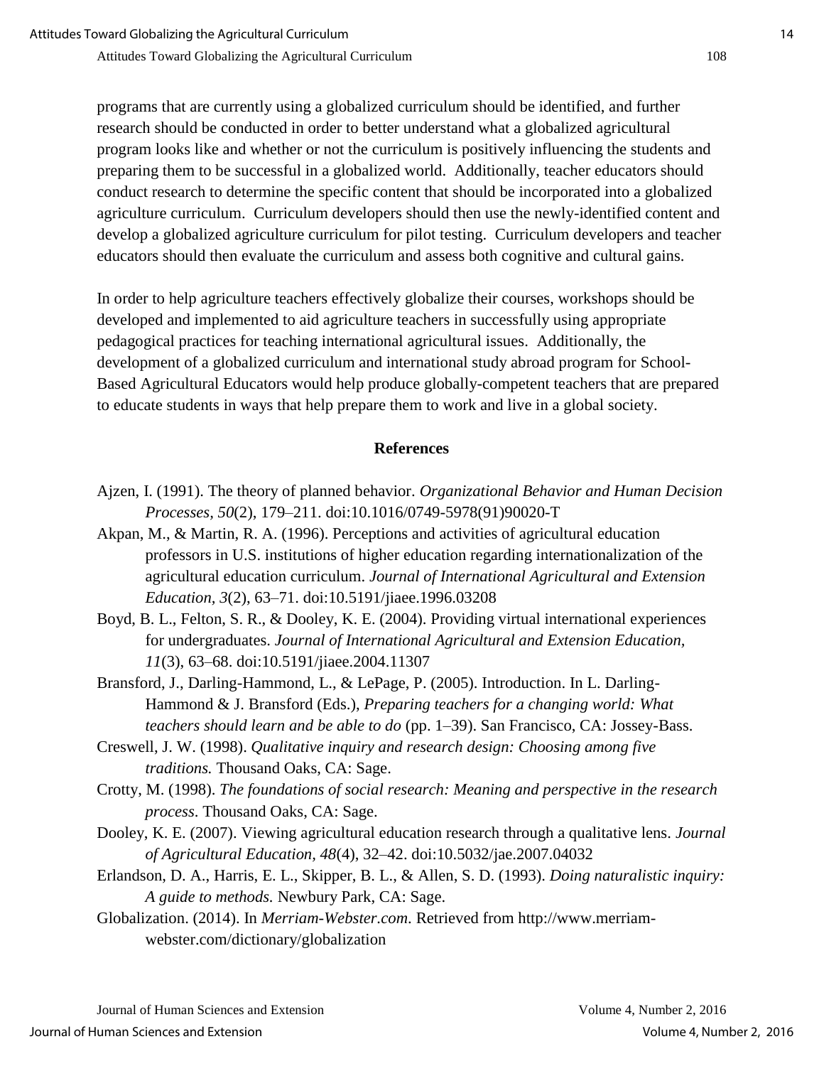programs that are currently using a globalized curriculum should be identified, and further research should be conducted in order to better understand what a globalized agricultural program looks like and whether or not the curriculum is positively influencing the students and preparing them to be successful in a globalized world. Additionally, teacher educators should conduct research to determine the specific content that should be incorporated into a globalized agriculture curriculum. Curriculum developers should then use the newly-identified content and develop a globalized agriculture curriculum for pilot testing. Curriculum developers and teacher educators should then evaluate the curriculum and assess both cognitive and cultural gains.

In order to help agriculture teachers effectively globalize their courses, workshops should be developed and implemented to aid agriculture teachers in successfully using appropriate pedagogical practices for teaching international agricultural issues. Additionally, the development of a globalized curriculum and international study abroad program for School-Based Agricultural Educators would help produce globally-competent teachers that are prepared to educate students in ways that help prepare them to work and live in a global society.

## References

Ajzen, I. (1991). The theory of planned behavior. *Organizational Behavior and Human Decision Processes, 50*(2), 179–211. doi:10.1016/0749-5978(91)90020-T

Akpan, M., & Martin, R. A. (1996). Perceptions and activities of agricultural education professors in U.S. institutions of higher education regarding internationalization of the agricultural education curriculum. *Journal of International Agricultural and Extension Education, 3*(2), 63–71. doi:10.5191/jiaee.1996.03208

Boyd, B. L., Felton, S. R., & Dooley, K. E. (2004). Providing virtual international experiences for undergraduates. *Journal of International Agricultural and Extension Education, 11*(3), 63–68. doi:10.5191/jiaee.2004.11307

Bransford, J., Darling-Hammond, L., & LePage, P. (2005). Introduction. In L. Darling-Hammond & J. Bransford (Eds.), *Preparing teachers for a changing world: What teachers should learn and be able to do* (pp. 1–39). San Francisco, CA: Jossey-Bass.

Creswell, J. W. (1998). *Qualitative inquiry and research design: Choosing among five traditions.* Thousand Oaks, CA: Sage.

Crotty, M. (1998). *The foundations of social research: Meaning and perspective in the research process*. Thousand Oaks, CA: Sage.

Dooley, K. E. (2007). Viewing agricultural education research through a qualitative lens. *Journal of Agricultural Education, 48*(4), 32–42. doi:10.5032/jae.2007.04032

Erlandson, D. A., Harris, E. L., Skipper, B. L., & Allen, S. D. (1993). *Doing naturalistic inquiry: A guide to methods.* Newbury Park, CA: Sage.

Globalization. (2014). In *Merriam-Webster.com.* Retrieved from http://www.merriam-webster.com/dictionary/globalization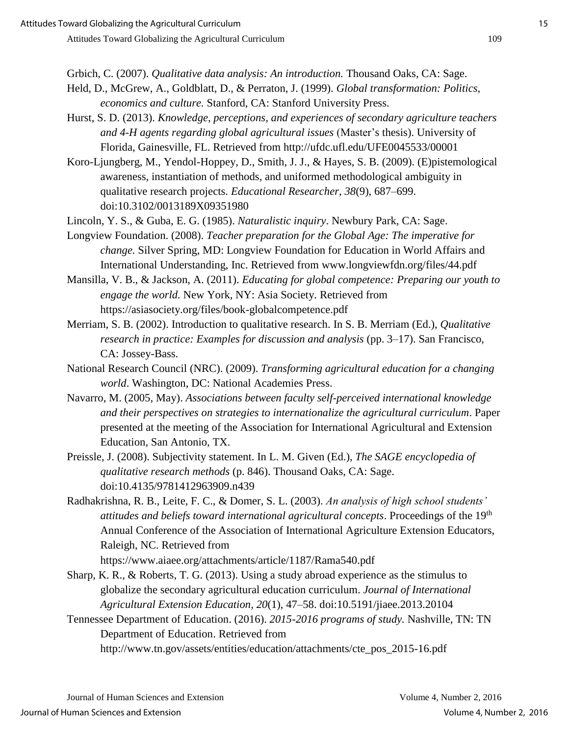Grbich, C. (2007). *Qualitative data analysis: An introduction.* Thousand Oaks, CA: Sage.

Held, D., McGrew, A., Goldblatt, D., & Perraton, J. (1999). *Global transformation: Politics, economics and culture.* Stanford, CA: Stanford University Press.

Hurst, S. D. (2013). *Knowledge, perceptions, and experiences of secondary agriculture teachers and 4-H agents regarding global agricultural issues* (Master's thesis). University of Florida, Gainesville, FL. Retrieved from http://ufdc.ufl.edu/UFE0045533/00001

Koro-Ljungberg, M., Yendol-Hoppey, D., Smith, J. J., & Hayes, S. B. (2009). (E)pistemological awareness, instantiation of methods, and uniformed methodological ambiguity in qualitative research projects. *Educational Researcher, 38*(9), 687–699. doi:10.3102/0013189X09351980

Lincoln, Y. S., & Guba, E. G. (1985). *Naturalistic inquiry*. Newbury Park, CA: Sage.

Longview Foundation. (2008). *Teacher preparation for the Global Age: The imperative for change.* Silver Spring, MD: Longview Foundation for Education in World Affairs and International Understanding, Inc. Retrieved from www.longviewfdn.org/files/44.pdf

Mansilla, V. B., & Jackson, A. (2011). *Educating for global competence: Preparing our youth to engage the world.* New York, NY: Asia Society. Retrieved from https://asiasociety.org/files/book-globalcompetence.pdf

Merriam, S. B. (2002). Introduction to qualitative research. In S. B. Merriam (Ed.), *Qualitative research in practice: Examples for discussion and analysis* (pp. 3–17). San Francisco, CA: Jossey-Bass.

National Research Council (NRC). (2009). *Transforming agricultural education for a changing world*. Washington, DC: National Academies Press.

Navarro, M. (2005, May). *Associations between faculty self-perceived international knowledge and their perspectives on strategies to internationalize the agricultural curriculum*. Paper presented at the meeting of the Association for International Agricultural and Extension Education, San Antonio, TX.

Preissle, J. (2008). Subjectivity statement. In L. M. Given (Ed.), *The SAGE encyclopedia of qualitative research methods* (p. 846). Thousand Oaks, CA: Sage. doi:10.4135/9781412963909.n439

Radhakrishna, R. B., Leite, F. C., & Domer, S. L. (2003). *An analysis of high school students' attitudes and beliefs toward international agricultural concepts*. Proceedings of the 19th Annual Conference of the Association of International Agriculture Extension Educators, Raleigh, NC. Retrieved from https://www.aiaee.org/attachments/article/1187/Rama540.pdf

Sharp, K. R., & Roberts, T. G. (2013). Using a study abroad experience as the stimulus to globalize the secondary agricultural education curriculum. *Journal of International Agricultural Extension Education, 20*(1), 47–58. doi:10.5191/jiaee.2013.20104

Tennessee Department of Education. (2016). *2015-2016 programs of study.* Nashville, TN: TN Department of Education. Retrieved from http://www.tn.gov/assets/entities/education/attachments/cte_pos_2015-16.pdf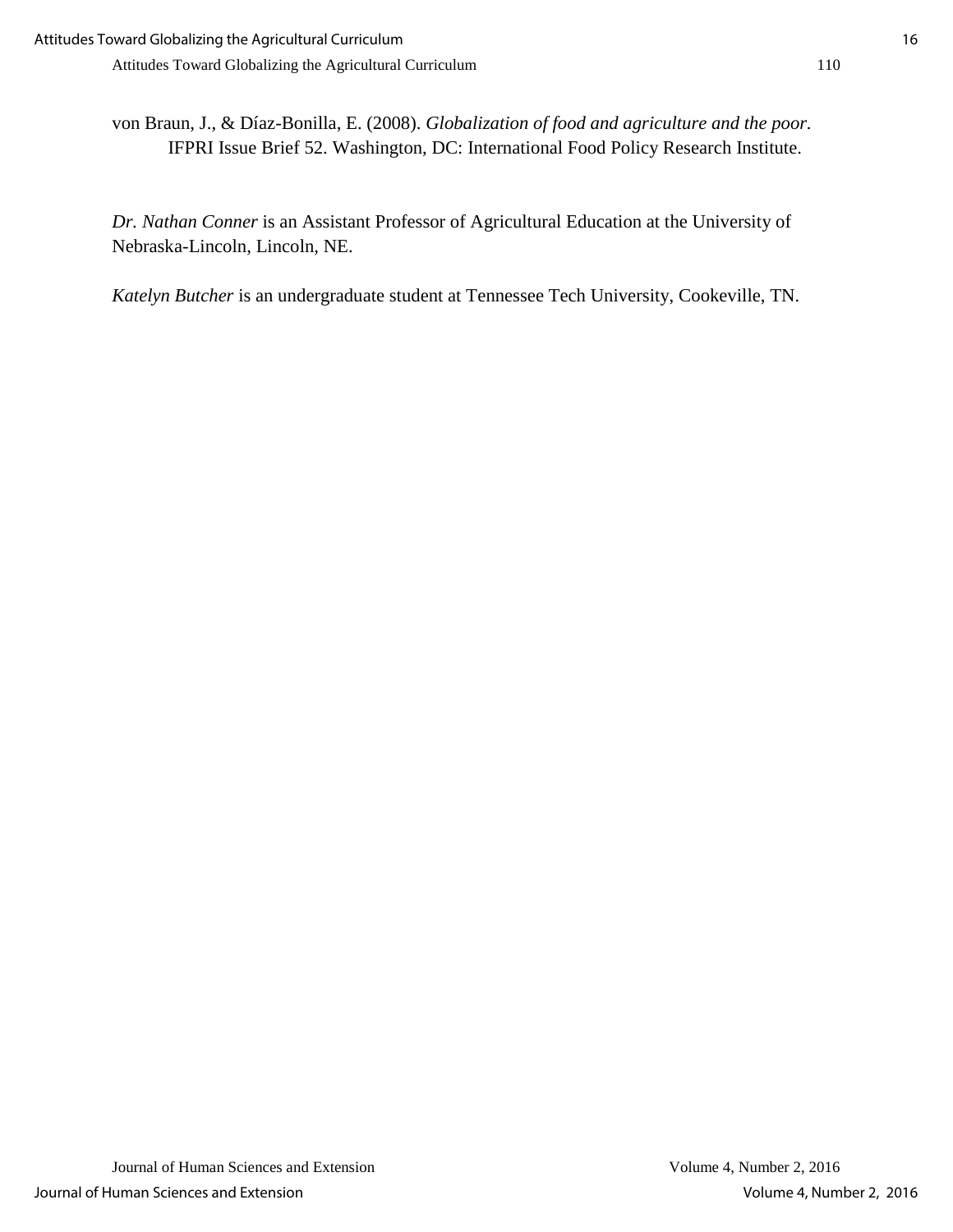von Braun, J., & Díaz-Bonilla, E. (2008). *Globalization of food and agriculture and the poor.* IFPRI Issue Brief 52. Washington, DC: International Food Policy Research Institute.

*Dr. Nathan Conner* is an Assistant Professor of Agricultural Education at the University of Nebraska-Lincoln, Lincoln, NE.

*Katelyn Butcher* is an undergraduate student at Tennessee Tech University, Cookeville, TN.